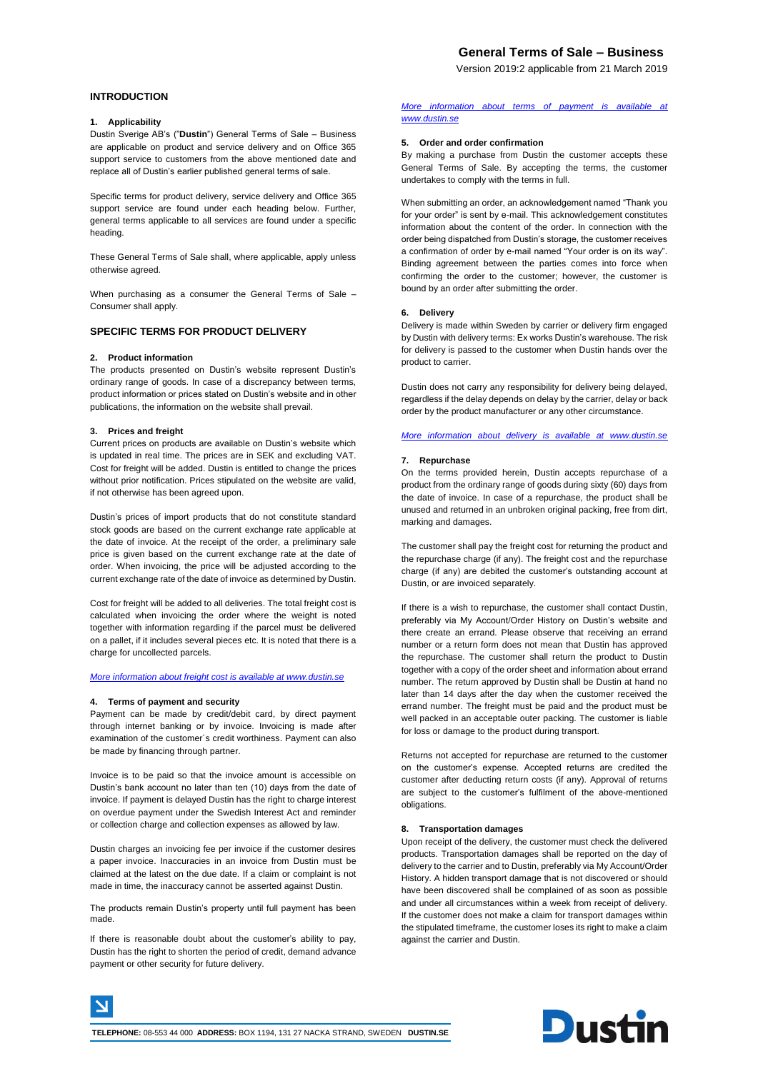# General Terms of Sale – Business

Version 2019:2 applicable from 21 March 2019

## INTRODUCTION

### 1. Applicability

Dustin Sverige AB's ("**Dustin**") General Terms of Sale – Business are applicable on product and service delivery and on Office 365 support service to customers from the above mentioned date and replace all of Dustin's earlier published general terms of sale.

Specific terms for product delivery, service delivery and Office 365 support service are found under each heading below. Further, general terms applicable to all services are found under a specific heading.

These General Terms of Sale shall, where applicable, apply unless otherwise agreed.

When purchasing as a consumer the General Terms of Sale – Consumer shall apply.

## SPECIFIC TERMS FOR PRODUCT DELIVERY

### 2. Product information

The products presented on Dustin's website represent Dustin's ordinary range of goods. In case of a discrepancy between terms, product information or prices stated on Dustin's website and in other publications, the information on the website shall prevail.

### 3. Prices and freight

Current prices on products are available on Dustin's website which is updated in real time. The prices are in SEK and excluding VAT. Cost for freight will be added. Dustin is entitled to change the prices without prior notification. Prices stipulated on the website are valid, if not otherwise has been agreed upon.

Dustin's prices of import products that do not constitute standard stock goods are based on the current exchange rate applicable at the date of invoice. At the receipt of the order, a preliminary sale price is given based on the current exchange rate at the date of order. When invoicing, the price will be adjusted according to the current exchange rate of the date of invoice as determined by Dustin.

Cost for freight will be added to all deliveries. The total freight cost is calculated when invoicing the order where the weight is noted together with information regarding if the parcel must be delivered on a pallet, if it includes several pieces etc. It is noted that there is a charge for uncollected parcels.

*More information about freight cost is available at www.dustin.se*

### 4. Terms of payment and security

Payment can be made by credit/debit card, by direct payment through internet banking or by invoice. Invoicing is made after examination of the customer´s credit worthiness. Payment can also be made by financing through partner.

Invoice is to be paid so that the invoice amount is accessible on Dustin's bank account no later than ten (10) days from the date of invoice. If payment is delayed Dustin has the right to charge interest on overdue payment under the Swedish Interest Act and reminder or collection charge and collection expenses as allowed by law.

Dustin charges an invoicing fee per invoice if the customer desires a paper invoice. Inaccuracies in an invoice from Dustin must be claimed at the latest on the due date. If a claim or complaint is not made in time, the inaccuracy cannot be asserted against Dustin.

The products remain Dustin's property until full payment has been made.

If there is reasonable doubt about the customer's ability to pay, Dustin has the right to shorten the period of credit, demand advance payment or other security for future delivery.

*More information about terms of payment is available at www.dustin.se*

### 5. Order and order confirmation

By making a purchase from Dustin the customer accepts these General Terms of Sale. By accepting the terms, the customer undertakes to comply with the terms in full.

When submitting an order, an acknowledgement named "Thank you for your order" is sent by e-mail. This acknowledgement constitutes information about the content of the order. In connection with the order being dispatched from Dustin's storage, the customer receives a confirmation of order by e-mail named "Your order is on its way". Binding agreement between the parties comes into force when confirming the order to the customer; however, the customer is bound by an order after submitting the order.

### 6. Delivery

Delivery is made within Sweden by carrier or delivery firm engaged by Dustin with delivery terms: Ex works Dustin's warehouse. The risk for delivery is passed to the customer when Dustin hands over the product to carrier.

Dustin does not carry any responsibility for delivery being delayed, regardless if the delay depends on delay by the carrier, delay or back order by the product manufacturer or any other circumstance.

*More information about delivery is available at www.dustin.se*

### 7. Repurchase

On the terms provided herein, Dustin accepts repurchase of a product from the ordinary range of goods during sixty (60) days from the date of invoice. In case of a repurchase, the product shall be unused and returned in an unbroken original packing, free from dirt, marking and damages.

The customer shall pay the freight cost for returning the product and the repurchase charge (if any). The freight cost and the repurchase charge (if any) are debited the customer's outstanding account at Dustin, or are invoiced separately.

If there is a wish to repurchase, the customer shall contact Dustin, preferably via My Account/Order History on Dustin's website and there create an errand. Please observe that receiving an errand number or a return form does not mean that Dustin has approved the repurchase. The customer shall return the product to Dustin together with a copy of the order sheet and information about errand number. The return approved by Dustin shall be Dustin at hand no later than 14 days after the day when the customer received the errand number. The freight must be paid and the product must be well packed in an acceptable outer packing. The customer is liable for loss or damage to the product during transport.

Returns not accepted for repurchase are returned to the customer on the customer's expense. Accepted returns are credited the customer after deducting return costs (if any). Approval of returns are subject to the customer's fulfilment of the above-mentioned obligations.

### 8. Transportation damages

Upon receipt of the delivery, the customer must check the delivered products. Transportation damages shall be reported on the day of delivery to the carrier and to Dustin, preferably via My Account/Order History. A hidden transport damage that is not discovered or should have been discovered shall be complained of as soon as possible and under all circumstances within a week from receipt of delivery. If the customer does not make a claim for transport damages within the stipulated timeframe, the customer loses its right to make a claim against the carrier and Dustin.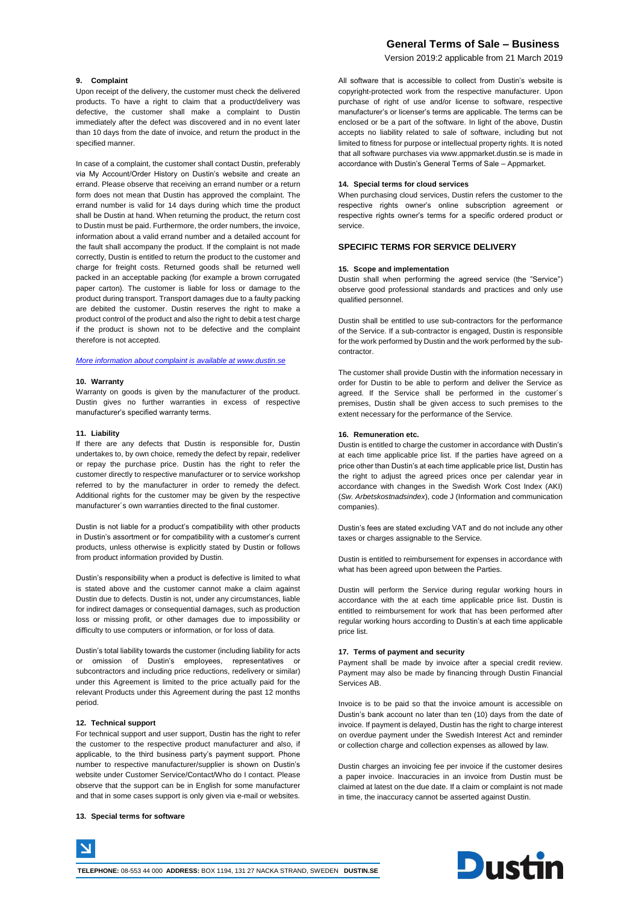### 9. Complaint

Upon receipt of the delivery, the customer must check the delivered products. To have a right to claim that a product/delivery was defective, the customer shall make a complaint to Dustin immediately after the defect was discovered and in no event later than 10 days from the date of invoice, and return the product in the specified manner.

In case of a complaint, the customer shall contact Dustin, preferably via My Account/Order History on Dustin's website and create an errand. Please observe that receiving an errand number or a return form does not mean that Dustin has approved the complaint. The errand number is valid for 14 days during which time the product shall be Dustin at hand. When returning the product, the return cost to Dustin must be paid. Furthermore, the order numbers, the invoice, information about a valid errand number and a detailed account for the fault shall accompany the product. If the complaint is not made correctly, Dustin is entitled to return the product to the customer and charge for freight costs. Returned goods shall be returned well packed in an acceptable packing (for example a brown corrugated paper carton). The customer is liable for loss or damage to the product during transport. Transport damages due to a faulty packing are debited the customer. Dustin reserves the right to make a product control of the product and also the right to debit a test charge if the product is shown not to be defective and the complaint therefore is not accepted.

*More information about complaint is available at www.dustin.se*

### 10. Warranty

Warranty on goods is given by the manufacturer of the product. Dustin gives no further warranties in excess of respective manufacturer's specified warranty terms.

### 11. Liability

If there are any defects that Dustin is responsible for, Dustin undertakes to, by own choice, remedy the defect by repair, redeliver or repay the purchase price. Dustin has the right to refer the customer directly to respective manufacturer or to service workshop referred to by the manufacturer in order to remedy the defect. Additional rights for the customer may be given by the respective manufacturer´s own warranties directed to the final customer.

Dustin is not liable for a product's compatibility with other products in Dustin's assortment or for compatibility with a customer's current products, unless otherwise is explicitly stated by Dustin or follows from product information provided by Dustin.

Dustin's responsibility when a product is defective is limited to what is stated above and the customer cannot make a claim against Dustin due to defects. Dustin is not, under any circumstances, liable for indirect damages or consequential damages, such as production loss or missing profit, or other damages due to impossibility or difficulty to use computers or information, or for loss of data.

Dustin's total liability towards the customer (including liability for acts or omission of Dustin's employees, representatives or subcontractors and including price reductions, redelivery or similar) under this Agreement is limited to the price actually paid for the relevant Products under this Agreement during the past 12 months period.

### 12. Technical support

For technical support and user support, Dustin has the right to refer the customer to the respective product manufacturer and also, if applicable, to the third business party's payment support. Phone number to respective manufacturer/supplier is shown on Dustin's website under Customer Service/Contact/Who do I contact. Please observe that the support can be in English for some manufacturer and that in some cases support is only given via e-mail or websites.

### 13. Special terms for software

All software that is accessible to collect from Dustin's website is copyright-protected work from the respective manufacturer. Upon purchase of right of use and/or license to software, respective manufacturer's or licenser's terms are applicable. The terms can be enclosed or be a part of the software. In light of the above, Dustin accepts no liability related to sale of software, including but not limited to fitness for purpose or intellectual property rights. It is noted that all software purchases via www.appmarket.dustin.se is made in accordance with Dustin's General Terms of Sale – Appmarket.

### 14. Special terms for cloud services

When purchasing cloud services, Dustin refers the customer to the respective rights owner's online subscription agreement or respective rights owner's terms for a specific ordered product or service.

## SPECIFIC TERMS FOR SERVICE DELIVERY

### 15. Scope and implementation

Dustin shall when performing the agreed service (the "Service") observe good professional standards and practices and only use qualified personnel.

Dustin shall be entitled to use sub-contractors for the performance of the Service. If a sub-contractor is engaged, Dustin is responsible for the work performed by Dustin and the work performed by the sub-contractor.

The customer shall provide Dustin with the information necessary in order for Dustin to be able to perform and deliver the Service as agreed. If the Service shall be performed in the customer´s premises, Dustin shall be given access to such premises to the extent necessary for the performance of the Service.

### 16. Remuneration etc.

Dustin is entitled to charge the customer in accordance with Dustin's at each time applicable price list. If the parties have agreed on a price other than Dustin's at each time applicable price list, Dustin has the right to adjust the agreed prices once per calendar year in accordance with changes in the Swedish Work Cost Index (AKI) (*Sw. Arbetskostnadsindex*), code J (Information and communication companies).

Dustin's fees are stated excluding VAT and do not include any other taxes or charges assignable to the Service.

Dustin is entitled to reimbursement for expenses in accordance with what has been agreed upon between the Parties.

Dustin will perform the Service during regular working hours in accordance with the at each time applicable price list. Dustin is entitled to reimbursement for work that has been performed after regular working hours according to Dustin's at each time applicable price list.

### 17. Terms of payment and security

Payment shall be made by invoice after a special credit review. Payment may also be made by financing through Dustin Financial Services AB.

Invoice is to be paid so that the invoice amount is accessible on Dustin's bank account no later than ten (10) days from the date of invoice. If payment is delayed, Dustin has the right to charge interest on overdue payment under the Swedish Interest Act and reminder or collection charge and collection expenses as allowed by law.

Dustin charges an invoicing fee per invoice if the customer desires a paper invoice. Inaccuracies in an invoice from Dustin must be claimed at latest on the due date. If a claim or complaint is not made in time, the inaccuracy cannot be asserted against Dustin.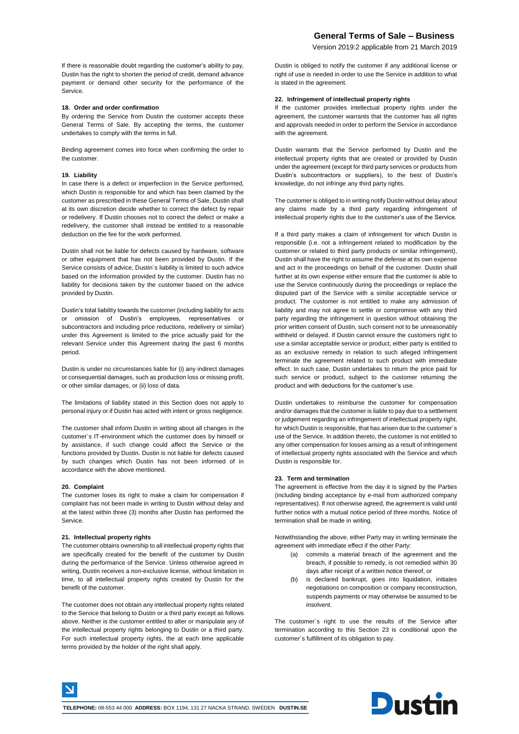If there is reasonable doubt regarding the customer's ability to pay, Dustin has the right to shorten the period of credit, demand advance payment or demand other security for the performance of the Service.

### 18. Order and order confirmation

By ordering the Service from Dustin the customer accepts these General Terms of Sale. By accepting the terms, the customer undertakes to comply with the terms in full.

Binding agreement comes into force when confirming the order to the customer.

### 19. Liability

In case there is a defect or imperfection in the Service performed, which Dustin is responsible for and which has been claimed by the customer as prescribed in these General Terms of Sale, Dustin shall at its own discretion decide whether to correct the defect by repair or redelivery. If Dustin chooses not to correct the defect or make a redelivery, the customer shall instead be entitled to a reasonable deduction on the fee for the work performed.

Dustin shall not be liable for defects caused by hardware, software or other equipment that has not been provided by Dustin. If the Service consists of advice, Dustin´s liability is limited to such advice based on the information provided by the customer. Dustin has no liability for decisions taken by the customer based on the advice provided by Dustin.

Dustin's total liability towards the customer (including liability for acts or omission of Dustin's employees, representatives or subcontractors and including price reductions, redelivery or similar) under this Agreement is limited to the price actually paid for the relevant Service under this Agreement during the past 6 months period.

Dustin is under no circumstances liable for (i) any indirect damages or consequential damages, such as production loss or missing profit, or other similar damages, or (ii) loss of data.

The limitations of liability stated in this Section does not apply to personal injury or if Dustin has acted with intent or gross negligence.

The customer shall inform Dustin in writing about all changes in the customer´s IT-environment which the customer does by himself or by assistance, if such change could affect the Service or the functions provided by Dustin. Dustin is not liable for defects caused by such changes which Dustin has not been informed of in accordance with the above mentioned.

### 20. Complaint

The customer loses its right to make a claim for compensation if complaint has not been made in writing to Dustin without delay and at the latest within three (3) months after Dustin has performed the Service.

### 21. Intellectual property rights

The customer obtains ownership to all intellectual property rights that are specifically created for the benefit of the customer by Dustin during the performance of the Service. Unless otherwise agreed in writing, Dustin receives a non-exclusive license, without limitation in time, to all intellectual property rights created by Dustin for the benefit of the customer.

The customer does not obtain any intellectual property rights related to the Service that belong to Dustin or a third party except as follows above. Neither is the customer entitled to alter or manipulate any of the intellectual property rights belonging to Dustin or a third party. For such intellectual property rights, the at each time applicable terms provided by the holder of the right shall apply.

Dustin is obliged to notify the customer if any additional license or right of use is needed in order to use the Service in addition to what is stated in the agreement.

### 22. Infringement of intellectual property rights

If the customer provides intellectual property rights under the agreement, the customer warrants that the customer has all rights and approvals needed in order to perform the Service in accordance with the agreement.

Dustin warrants that the Service performed by Dustin and the intellectual property rights that are created or provided by Dustin under the agreement (except for third party services or products from Dustin's subcontractors or suppliers), to the best of Dustin's knowledge, do not infringe any third party rights.

The customer is obliged to in writing notify Dustin without delay about any claims made by a third party regarding infringement of intellectual property rights due to the customer's use of the Service.

If a third party makes a claim of infringement for which Dustin is responsible (i.e. not a infringement related to modification by the customer or related to third party products or similar infringement), Dustin shall have the right to assume the defense at its own expense and act in the proceedings on behalf of the customer. Dustin shall further at its own expense either ensure that the customer is able to use the Service continuously during the proceedings or replace the disputed part of the Service with a similar acceptable service or product. The customer is not entitled to make any admission of liability and may not agree to settle or compromise with any third party regarding the infringement in question without obtaining the prior written consent of Dustin, such consent not to be unreasonably withheld or delayed. If Dustin cannot ensure the customers right to use a similar acceptable service or product, either party is entitled to as an exclusive remedy in relation to such alleged infringement terminate the agreement related to such product with immediate effect. In such case, Dustin undertakes to return the price paid for such service or product, subject to the customer returning the product and with deductions for the customer's use.

Dustin undertakes to reimburse the customer for compensation and/or damages that the customer is liable to pay due to a settlement or judgement regarding an infringement of intellectual property right, for which Dustin is responsible, that has arisen due to the customer´s use of the Service. In addition thereto, the customer is not entitled to any other compensation for losses arising as a result of infringement of intellectual property rights associated with the Service and which Dustin is responsible for.

### 23. Term and termination

The agreement is effective from the day it is signed by the Parties (including binding acceptance by e-mail from authorized company representatives). If not otherwise agreed, the agreement is valid until further notice with a mutual notice period of three months. Notice of termination shall be made in writing.

Notwithstanding the above, either Party may in writing terminate the agreement with immediate effect if the other Party:

(a) commits a material breach of the agreement and the breach, if possible to remedy, is not remedied within 30 days after receipt of a written notice thereof, or

(b) is declared bankrupt, goes into liquidation, initiates negotiations on composition or company reconstruction, suspends payments or may otherwise be assumed to be insolvent.

The customer´s right to use the results of the Service after termination according to this Section 23 is conditional upon the customer´s fulfillment of its obligation to pay.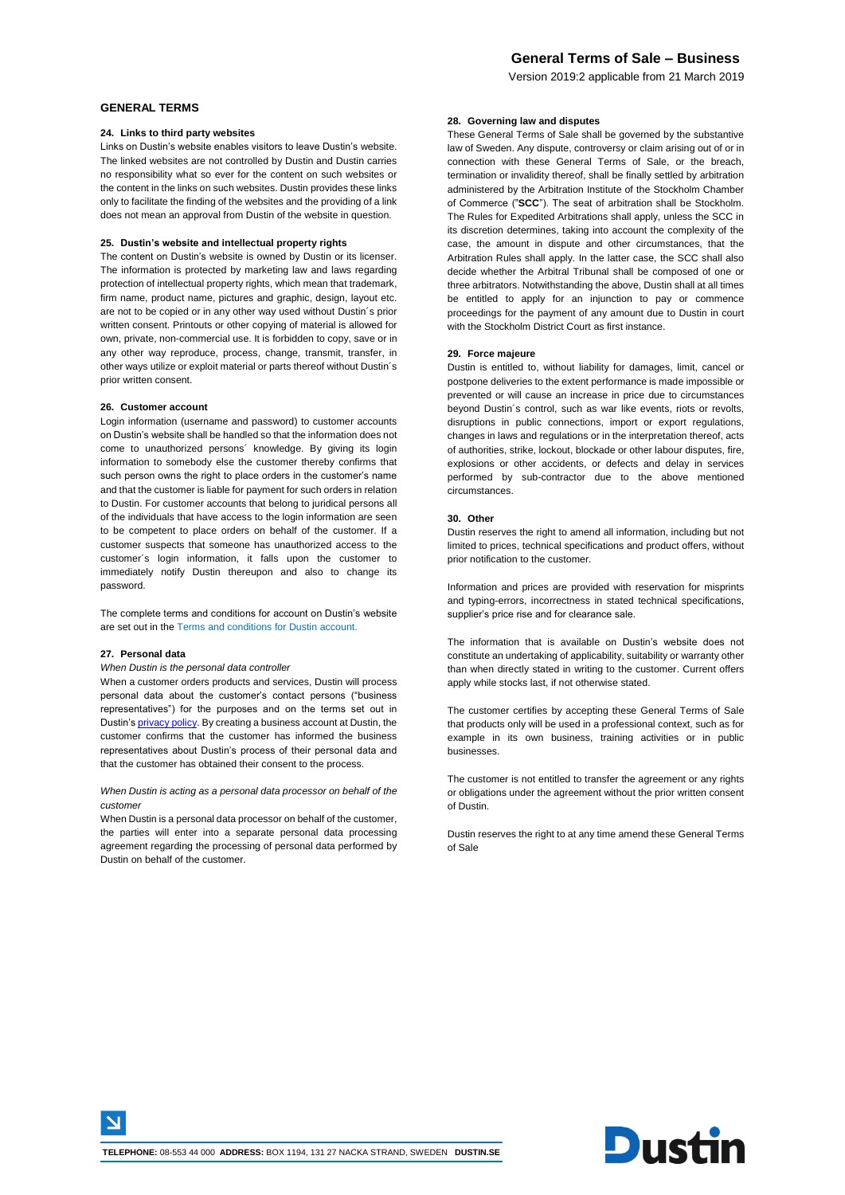# General Terms of Sale – Business

Version 2019:2 applicable from 21 March 2019

## GENERAL TERMS

### 24. Links to third party websites

Links on Dustin's website enables visitors to leave Dustin's website. The linked websites are not controlled by Dustin and Dustin carries no responsibility what so ever for the content on such websites or the content in the links on such websites. Dustin provides these links only to facilitate the finding of the websites and the providing of a link does not mean an approval from Dustin of the website in question.

### 25. Dustin's website and intellectual property rights

The content on Dustin's website is owned by Dustin or its licenser. The information is protected by marketing law and laws regarding protection of intellectual property rights, which mean that trademark, firm name, product name, pictures and graphic, design, layout etc. are not to be copied or in any other way used without Dustin´s prior written consent. Printouts or other copying of material is allowed for own, private, non-commercial use. It is forbidden to copy, save or in any other way reproduce, process, change, transmit, transfer, in other ways utilize or exploit material or parts thereof without Dustin´s prior written consent.

### 26. Customer account

Login information (username and password) to customer accounts on Dustin's website shall be handled so that the information does not come to unauthorized persons´ knowledge. By giving its login information to somebody else the customer thereby confirms that such person owns the right to place orders in the customer's name and that the customer is liable for payment for such orders in relation to Dustin. For customer accounts that belong to juridical persons all of the individuals that have access to the login information are seen to be competent to place orders on behalf of the customer. If a customer suspects that someone has unauthorized access to the customer´s login information, it falls upon the customer to immediately notify Dustin thereupon and also to change its password.

The complete terms and conditions for account on Dustin's website are set out in the Terms and conditions for Dustin account.

### 27. Personal data

*When Dustin is the personal data controller*

When a customer orders products and services, Dustin will process personal data about the customer's contact persons ("business representatives") for the purposes and on the terms set out in Dustin's privacy policy. By creating a business account at Dustin, the customer confirms that the customer has informed the business representatives about Dustin's process of their personal data and that the customer has obtained their consent to the process.

*When Dustin is acting as a personal data processor on behalf of the customer*

When Dustin is a personal data processor on behalf of the customer, the parties will enter into a separate personal data processing agreement regarding the processing of personal data performed by Dustin on behalf of the customer.

### 28. Governing law and disputes

These General Terms of Sale shall be governed by the substantive law of Sweden. Any dispute, controversy or claim arising out of or in connection with these General Terms of Sale, or the breach, termination or invalidity thereof, shall be finally settled by arbitration administered by the Arbitration Institute of the Stockholm Chamber of Commerce ("**SCC**"). The seat of arbitration shall be Stockholm. The Rules for Expedited Arbitrations shall apply, unless the SCC in its discretion determines, taking into account the complexity of the case, the amount in dispute and other circumstances, that the Arbitration Rules shall apply. In the latter case, the SCC shall also decide whether the Arbitral Tribunal shall be composed of one or three arbitrators. Notwithstanding the above, Dustin shall at all times be entitled to apply for an injunction to pay or commence proceedings for the payment of any amount due to Dustin in court with the Stockholm District Court as first instance.

### 29. Force majeure

Dustin is entitled to, without liability for damages, limit, cancel or postpone deliveries to the extent performance is made impossible or prevented or will cause an increase in price due to circumstances beyond Dustin´s control, such as war like events, riots or revolts, disruptions in public connections, import or export regulations, changes in laws and regulations or in the interpretation thereof, acts of authorities, strike, lockout, blockade or other labour disputes, fire, explosions or other accidents, or defects and delay in services performed by sub-contractor due to the above mentioned circumstances.

### 30. Other

Dustin reserves the right to amend all information, including but not limited to prices, technical specifications and product offers, without prior notification to the customer.

Information and prices are provided with reservation for misprints and typing-errors, incorrectness in stated technical specifications, supplier's price rise and for clearance sale.

The information that is available on Dustin's website does not constitute an undertaking of applicability, suitability or warranty other than when directly stated in writing to the customer. Current offers apply while stocks last, if not otherwise stated.

The customer certifies by accepting these General Terms of Sale that products only will be used in a professional context, such as for example in its own business, training activities or in public businesses.

The customer is not entitled to transfer the agreement or any rights or obligations under the agreement without the prior written consent of Dustin.

Dustin reserves the right to at any time amend these General Terms of Sale

**TELEPHONE:** 08-553 44 000 **ADDRESS:** BOX 1194, 131 27 NACKA STRAND, SWEDEN **DUSTIN.SE**